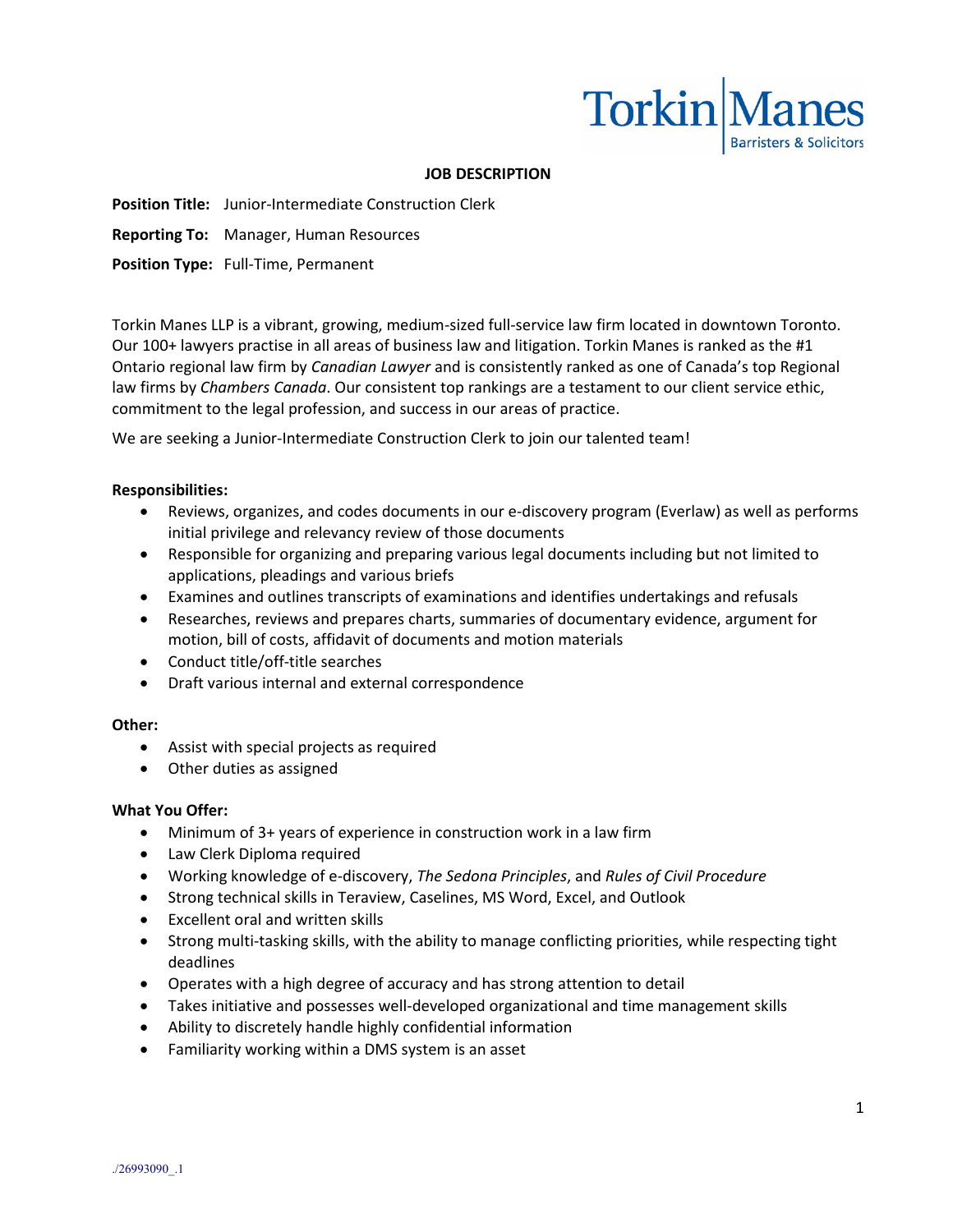Torkin Manes
Barristers & Solicitors

# JOB DESCRIPTION

**Position Title:** Junior-Intermediate Construction Clerk

**Reporting To:** Manager, Human Resources

**Position Type:** Full-Time, Permanent

Torkin Manes LLP is a vibrant, growing, medium-sized full-service law firm located in downtown Toronto. Our 100+ lawyers practise in all areas of business law and litigation. Torkin Manes is ranked as the #1 Ontario regional law firm by *Canadian Lawyer* and is consistently ranked as one of Canada's top Regional law firms by *Chambers Canada*. Our consistent top rankings are a testament to our client service ethic, commitment to the legal profession, and success in our areas of practice.

We are seeking a Junior-Intermediate Construction Clerk to join our talented team!

**Responsibilities:**

- Reviews, organizes, and codes documents in our e-discovery program (Everlaw) as well as performs initial privilege and relevancy review of those documents
- Responsible for organizing and preparing various legal documents including but not limited to applications, pleadings and various briefs
- Examines and outlines transcripts of examinations and identifies undertakings and refusals
- Researches, reviews and prepares charts, summaries of documentary evidence, argument for motion, bill of costs, affidavit of documents and motion materials
- Conduct title/off-title searches
- Draft various internal and external correspondence

**Other:**

- Assist with special projects as required
- Other duties as assigned

**What You Offer:**

- Minimum of 3+ years of experience in construction work in a law firm
- Law Clerk Diploma required
- Working knowledge of e-discovery, *The Sedona Principles*, and *Rules of Civil Procedure*
- Strong technical skills in Teraview, Caselines, MS Word, Excel, and Outlook
- Excellent oral and written skills
- Strong multi-tasking skills, with the ability to manage conflicting priorities, while respecting tight deadlines
- Operates with a high degree of accuracy and has strong attention to detail
- Takes initiative and possesses well-developed organizational and time management skills
- Ability to discretely handle highly confidential information
- Familiarity working within a DMS system is an asset

./26993090_.1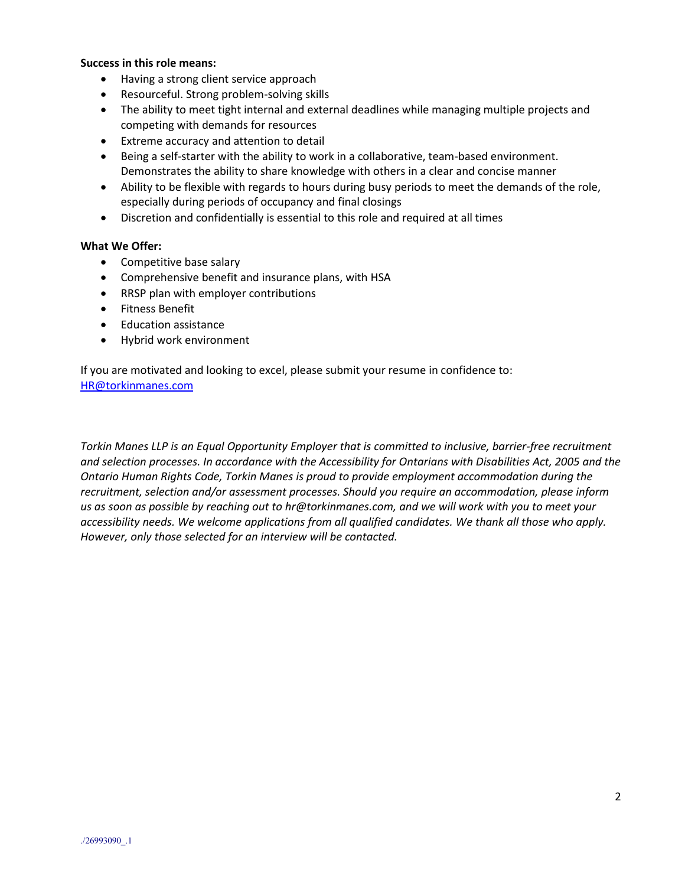**Success in this role means:**

- Having a strong client service approach
- Resourceful. Strong problem-solving skills
- The ability to meet tight internal and external deadlines while managing multiple projects and competing with demands for resources
- Extreme accuracy and attention to detail
- Being a self-starter with the ability to work in a collaborative, team-based environment. Demonstrates the ability to share knowledge with others in a clear and concise manner
- Ability to be flexible with regards to hours during busy periods to meet the demands of the role, especially during periods of occupancy and final closings
- Discretion and confidentially is essential to this role and required at all times

**What We Offer:**

- Competitive base salary
- Comprehensive benefit and insurance plans, with HSA
- RRSP plan with employer contributions
- Fitness Benefit
- Education assistance
- Hybrid work environment

If you are motivated and looking to excel, please submit your resume in confidence to: [HR@torkinmanes.com](mailto:HR@torkinmanes.com)

*Torkin Manes LLP is an Equal Opportunity Employer that is committed to inclusive, barrier-free recruitment and selection processes. In accordance with the Accessibility for Ontarians with Disabilities Act, 2005 and the Ontario Human Rights Code, Torkin Manes is proud to provide employment accommodation during the recruitment, selection and/or assessment processes. Should you require an accommodation, please inform us as soon as possible by reaching out to hr@torkinmanes.com, and we will work with you to meet your accessibility needs. We welcome applications from all qualified candidates. We thank all those who apply. However, only those selected for an interview will be contacted.*

./26993090_.1